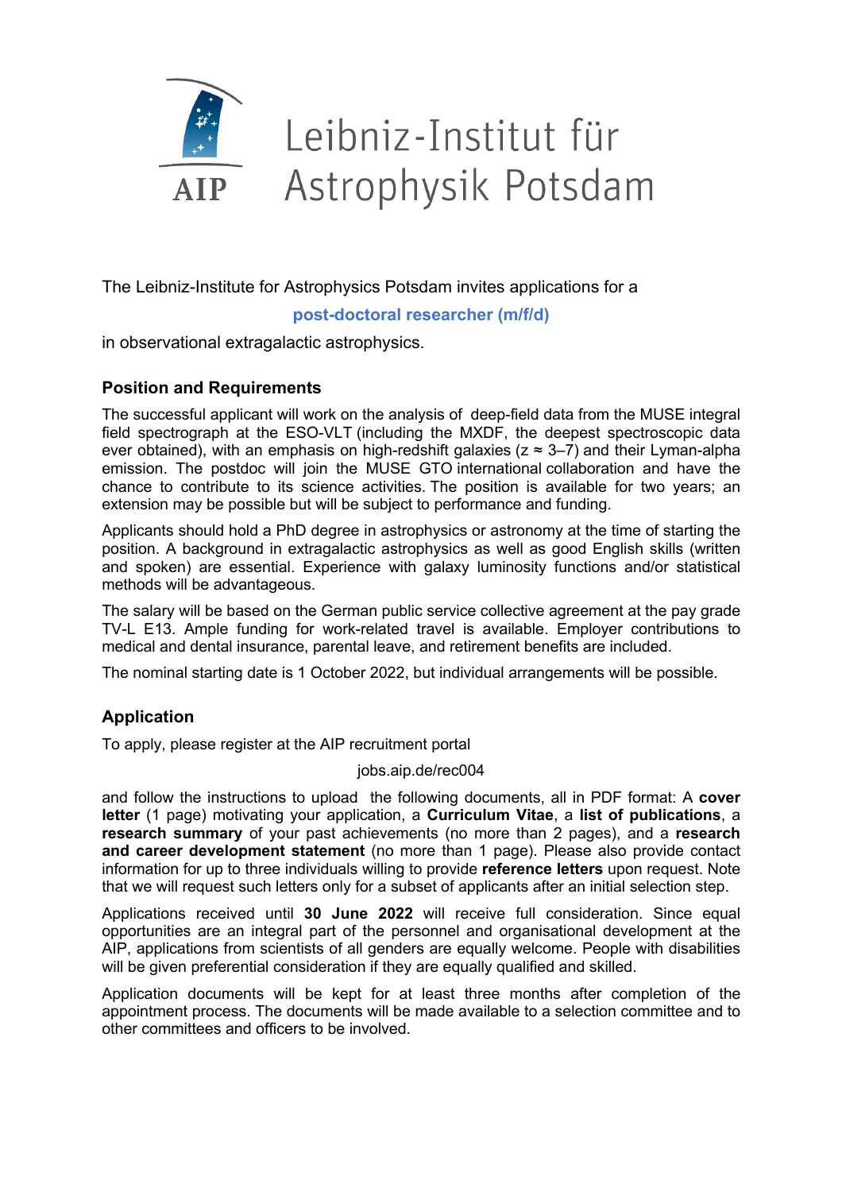Leibniz-Institut für Astrophysik Potsdam

The Leibniz-Institute for Astrophysics Potsdam invites applications for a

**post-doctoral researcher (m/f/d)**

in observational extragalactic astrophysics.

## Position and Requirements

The successful applicant will work on the analysis of deep-field data from the MUSE integral field spectrograph at the ESO-VLT (including the MXDF, the deepest spectroscopic data ever obtained), with an emphasis on high-redshift galaxies ($z \approx 3$–$7$) and their Lyman-alpha emission. The postdoc will join the MUSE GTO international collaboration and have the chance to contribute to its science activities. The position is available for two years; an extension may be possible but will be subject to performance and funding.

Applicants should hold a PhD degree in astrophysics or astronomy at the time of starting the position. A background in extragalactic astrophysics as well as good English skills (written and spoken) are essential. Experience with galaxy luminosity functions and/or statistical methods will be advantageous.

The salary will be based on the German public service collective agreement at the pay grade TV-L E13. Ample funding for work-related travel is available. Employer contributions to medical and dental insurance, parental leave, and retirement benefits are included.

The nominal starting date is 1 October 2022, but individual arrangements will be possible.

## Application

To apply, please register at the AIP recruitment portal

jobs.aip.de/rec004

and follow the instructions to upload the following documents, all in PDF format: A **cover letter** (1 page) motivating your application, a **Curriculum Vitae**, a **list of publications**, a **research summary** of your past achievements (no more than 2 pages), and a **research and career development statement** (no more than 1 page). Please also provide contact information for up to three individuals willing to provide **reference letters** upon request. Note that we will request such letters only for a subset of applicants after an initial selection step.

Applications received until **30 June 2022** will receive full consideration. Since equal opportunities are an integral part of the personnel and organisational development at the AIP, applications from scientists of all genders are equally welcome. People with disabilities will be given preferential consideration if they are equally qualified and skilled.

Application documents will be kept for at least three months after completion of the appointment process. The documents will be made available to a selection committee and to other committees and officers to be involved.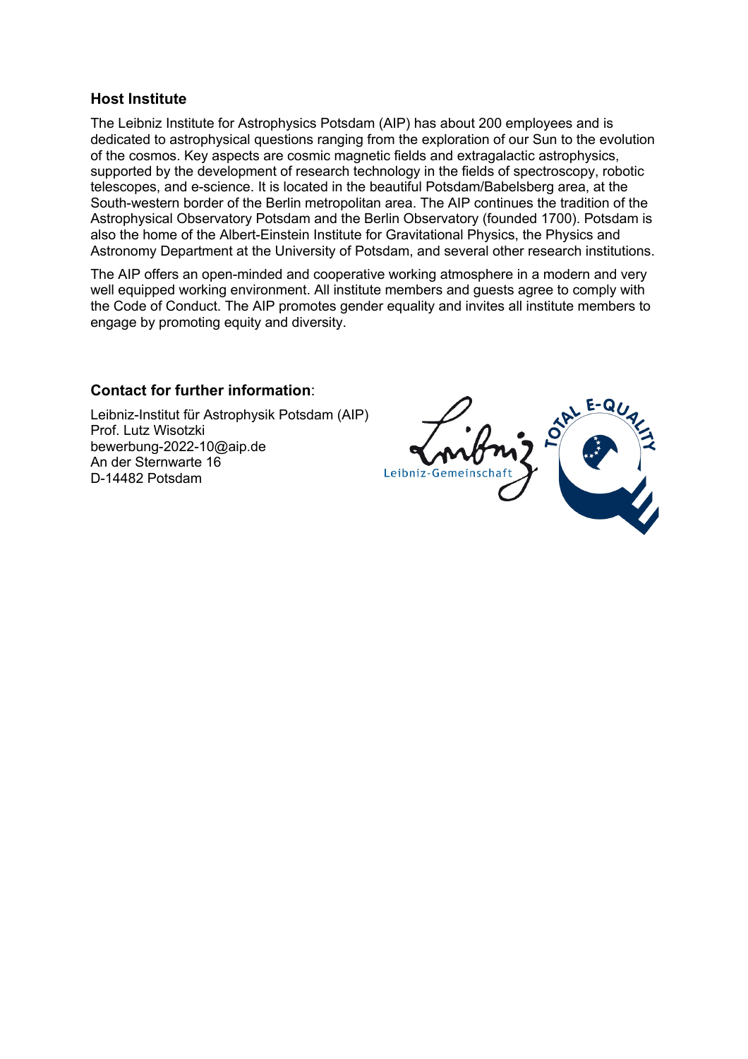## Host Institute

The Leibniz Institute for Astrophysics Potsdam (AIP) has about 200 employees and is dedicated to astrophysical questions ranging from the exploration of our Sun to the evolution of the cosmos. Key aspects are cosmic magnetic fields and extragalactic astrophysics, supported by the development of research technology in the fields of spectroscopy, robotic telescopes, and e-science. It is located in the beautiful Potsdam/Babelsberg area, at the South-western border of the Berlin metropolitan area. The AIP continues the tradition of the Astrophysical Observatory Potsdam and the Berlin Observatory (founded 1700). Potsdam is also the home of the Albert-Einstein Institute for Gravitational Physics, the Physics and Astronomy Department at the University of Potsdam, and several other research institutions.

The AIP offers an open-minded and cooperative working atmosphere in a modern and very well equipped working environment. All institute members and guests agree to comply with the Code of Conduct. The AIP promotes gender equality and invites all institute members to engage by promoting equity and diversity.

## Contact for further information:

Leibniz-Institut für Astrophysik Potsdam (AIP)
Prof. Lutz Wisotzki
bewerbung-2022-10@aip.de
An der Sternwarte 16
D-14482 Potsdam

Leibniz-Gemeinschaft

TOTAL E-QUALITY